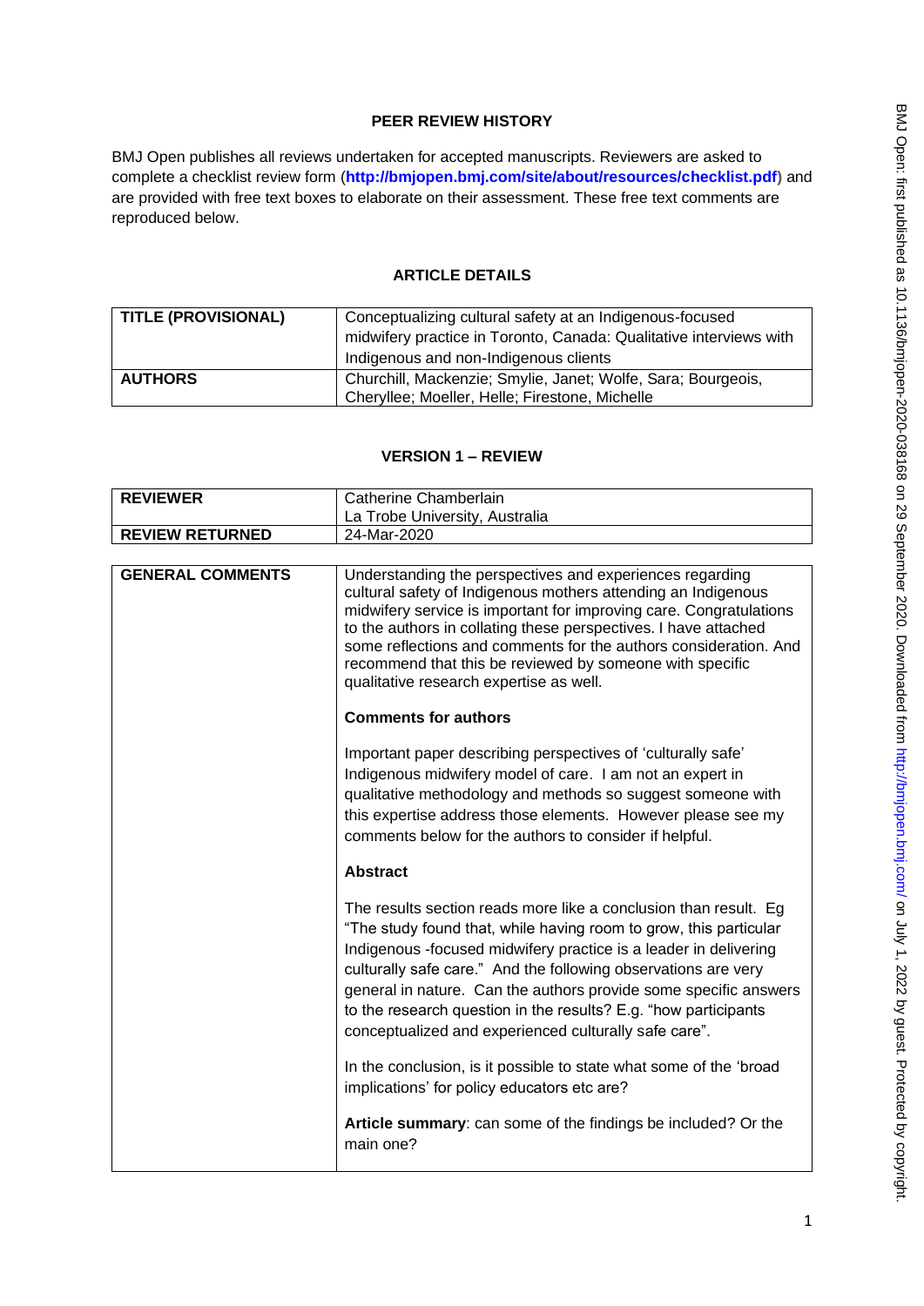**PEER REVIEW HISTORY**

BMJ Open publishes all reviews undertaken for accepted manuscripts. Reviewers are asked to complete a checklist review form (**http://bmjopen.bmj.com/site/about/resources/checklist.pdf**) and are provided with free text boxes to elaborate on their assessment. These free text comments are reproduced below.

**ARTICLE DETAILS**

| | |
|---|---|
| **TITLE (PROVISIONAL)** | Conceptualizing cultural safety at an Indigenous-focused midwifery practice in Toronto, Canada: Qualitative interviews with Indigenous and non-Indigenous clients |
| **AUTHORS** | Churchill, Mackenzie; Smylie, Janet; Wolfe, Sara; Bourgeois, Cheryllee; Moeller, Helle; Firestone, Michelle |

**VERSION 1 – REVIEW**

| | |
|---|---|
| **REVIEWER** | Catherine Chamberlain<br>La Trobe University, Australia |
| **REVIEW RETURNED** | 24-Mar-2020 |

| | |
|---|---|
| **GENERAL COMMENTS** | Understanding the perspectives and experiences regarding cultural safety of Indigenous mothers attending an Indigenous midwifery service is important for improving care. Congratulations to the authors in collating these perspectives. I have attached some reflections and comments for the authors consideration. And recommend that this be reviewed by someone with specific qualitative research expertise as well.<br><br>**Comments for authors**<br><br>Important paper describing perspectives of 'culturally safe' Indigenous midwifery model of care. I am not an expert in qualitative methodology and methods so suggest someone with this expertise address those elements. However please see my comments below for the authors to consider if helpful.<br><br>**Abstract**<br><br>The results section reads more like a conclusion than result. Eg "The study found that, while having room to grow, this particular Indigenous -focused midwifery practice is a leader in delivering culturally safe care." And the following observations are very general in nature. Can the authors provide some specific answers to the research question in the results? E.g. "how participants conceptualized and experienced culturally safe care".<br><br>In the conclusion, is it possible to state what some of the 'broad implications' for policy educators etc are?<br><br>**Article summary**: can some of the findings be included? Or the main one? |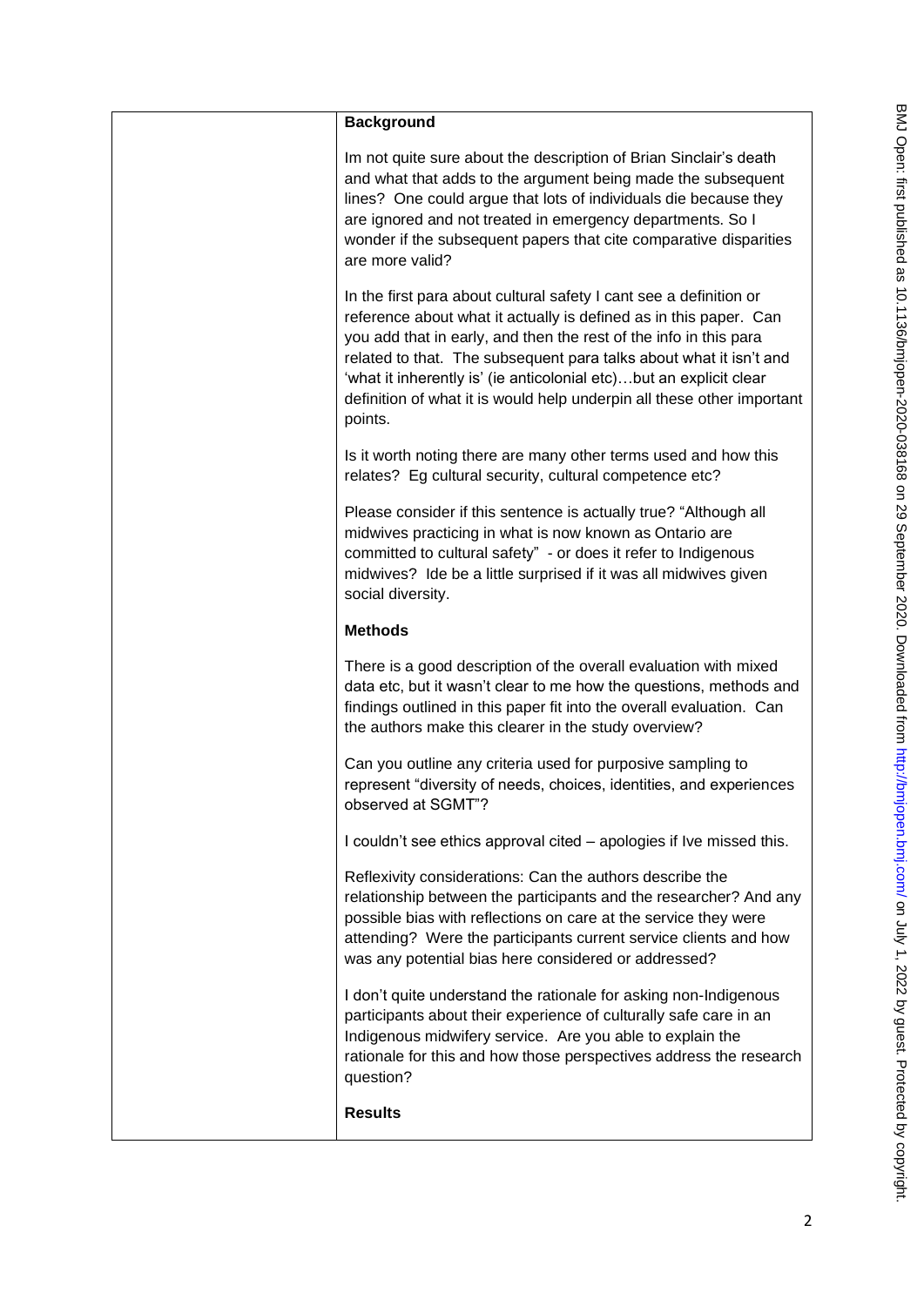**Background**

Im not quite sure about the description of Brian Sinclair's death and what that adds to the argument being made the subsequent lines? One could argue that lots of individuals die because they are ignored and not treated in emergency departments. So I wonder if the subsequent papers that cite comparative disparities are more valid?

In the first para about cultural safety I cant see a definition or reference about what it actually is defined as in this paper. Can you add that in early, and then the rest of the info in this para related to that. The subsequent para talks about what it isn't and 'what it inherently is' (ie anticolonial etc)…but an explicit clear definition of what it is would help underpin all these other important points.

Is it worth noting there are many other terms used and how this relates? Eg cultural security, cultural competence etc?

Please consider if this sentence is actually true? "Although all midwives practicing in what is now known as Ontario are committed to cultural safety" - or does it refer to Indigenous midwives? Ide be a little surprised if it was all midwives given social diversity.

**Methods**

There is a good description of the overall evaluation with mixed data etc, but it wasn't clear to me how the questions, methods and findings outlined in this paper fit into the overall evaluation. Can the authors make this clearer in the study overview?

Can you outline any criteria used for purposive sampling to represent "diversity of needs, choices, identities, and experiences observed at SGMT"?

I couldn't see ethics approval cited – apologies if Ive missed this.

Reflexivity considerations: Can the authors describe the relationship between the participants and the researcher? And any possible bias with reflections on care at the service they were attending? Were the participants current service clients and how was any potential bias here considered or addressed?

I don't quite understand the rationale for asking non-Indigenous participants about their experience of culturally safe care in an Indigenous midwifery service. Are you able to explain the rationale for this and how those perspectives address the research question?

**Results**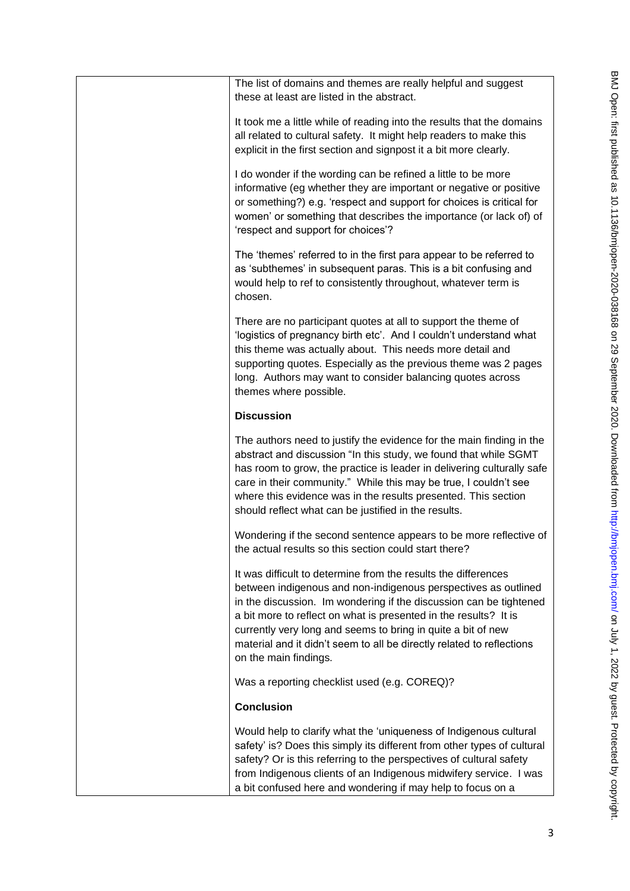The list of domains and themes are really helpful and suggest these at least are listed in the abstract.

It took me a little while of reading into the results that the domains all related to cultural safety. It might help readers to make this explicit in the first section and signpost it a bit more clearly.

I do wonder if the wording can be refined a little to be more informative (eg whether they are important or negative or positive or something?) e.g. 'respect and support for choices is critical for women' or something that describes the importance (or lack of) of 'respect and support for choices'?

The 'themes' referred to in the first para appear to be referred to as 'subthemes' in subsequent paras. This is a bit confusing and would help to ref to consistently throughout, whatever term is chosen.

There are no participant quotes at all to support the theme of 'logistics of pregnancy birth etc'. And I couldn't understand what this theme was actually about. This needs more detail and supporting quotes. Especially as the previous theme was 2 pages long. Authors may want to consider balancing quotes across themes where possible.

**Discussion**

The authors need to justify the evidence for the main finding in the abstract and discussion "In this study, we found that while SGMT has room to grow, the practice is leader in delivering culturally safe care in their community." While this may be true, I couldn't see where this evidence was in the results presented. This section should reflect what can be justified in the results.

Wondering if the second sentence appears to be more reflective of the actual results so this section could start there?

It was difficult to determine from the results the differences between indigenous and non-indigenous perspectives as outlined in the discussion. Im wondering if the discussion can be tightened a bit more to reflect on what is presented in the results? It is currently very long and seems to bring in quite a bit of new material and it didn't seem to all be directly related to reflections on the main findings.

Was a reporting checklist used (e.g. COREQ)?

**Conclusion**

Would help to clarify what the 'uniqueness of Indigenous cultural safety' is? Does this simply its different from other types of cultural safety? Or is this referring to the perspectives of cultural safety from Indigenous clients of an Indigenous midwifery service. I was a bit confused here and wondering if may help to focus on a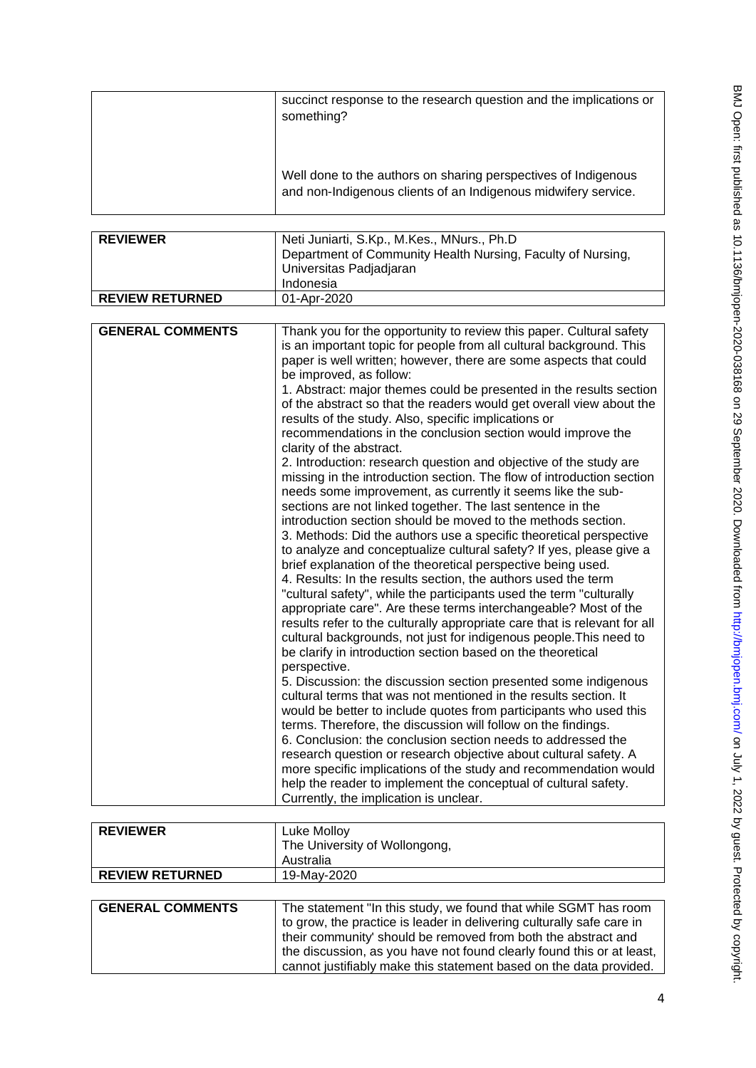| | |
|---|---|
| | succinct response to the research question and the implications or something?<br><br>Well done to the authors on sharing perspectives of Indigenous and non-Indigenous clients of an Indigenous midwifery service. |

| | |
|---|---|
| **REVIEWER** | Neti Juniarti, S.Kp., M.Kes., MNurs., Ph.D<br>Department of Community Health Nursing, Faculty of Nursing, Universitas Padjadjaran<br>Indonesia |
| **REVIEW RETURNED** | 01-Apr-2020 |

| | |
|---|---|
| **GENERAL COMMENTS** | Thank you for the opportunity to review this paper. Cultural safety is an important topic for people from all cultural background. This paper is well written; however, there are some aspects that could be improved, as follow:<br>1. Abstract: major themes could be presented in the results section of the abstract so that the readers would get overall view about the results of the study. Also, specific implications or recommendations in the conclusion section would improve the clarity of the abstract.<br>2. Introduction: research question and objective of the study are missing in the introduction section. The flow of introduction section needs some improvement, as currently it seems like the sub-sections are not linked together. The last sentence in the introduction section should be moved to the methods section.<br>3. Methods: Did the authors use a specific theoretical perspective to analyze and conceptualize cultural safety? If yes, please give a brief explanation of the theoretical perspective being used.<br>4. Results: In the results section, the authors used the term "cultural safety", while the participants used the term "culturally appropriate care". Are these terms interchangeable? Most of the results refer to the culturally appropriate care that is relevant for all cultural backgrounds, not just for indigenous people.This need to be clarify in introduction section based on the theoretical perspective.<br>5. Discussion: the discussion section presented some indigenous cultural terms that was not mentioned in the results section. It would be better to include quotes from participants who used this terms. Therefore, the discussion will follow on the findings.<br>6. Conclusion: the conclusion section needs to addressed the research question or research objective about cultural safety. A more specific implications of the study and recommendation would help the reader to implement the conceptual of cultural safety. Currently, the implication is unclear. |

| | |
|---|---|
| **REVIEWER** | Luke Molloy<br>The University of Wollongong,<br>Australia |
| **REVIEW RETURNED** | 19-May-2020 |

| | |
|---|---|
| **GENERAL COMMENTS** | The statement "In this study, we found that while SGMT has room to grow, the practice is leader in delivering culturally safe care in their community' should be removed from both the abstract and the discussion, as you have not found clearly found this or at least, cannot justifiably make this statement based on the data provided. |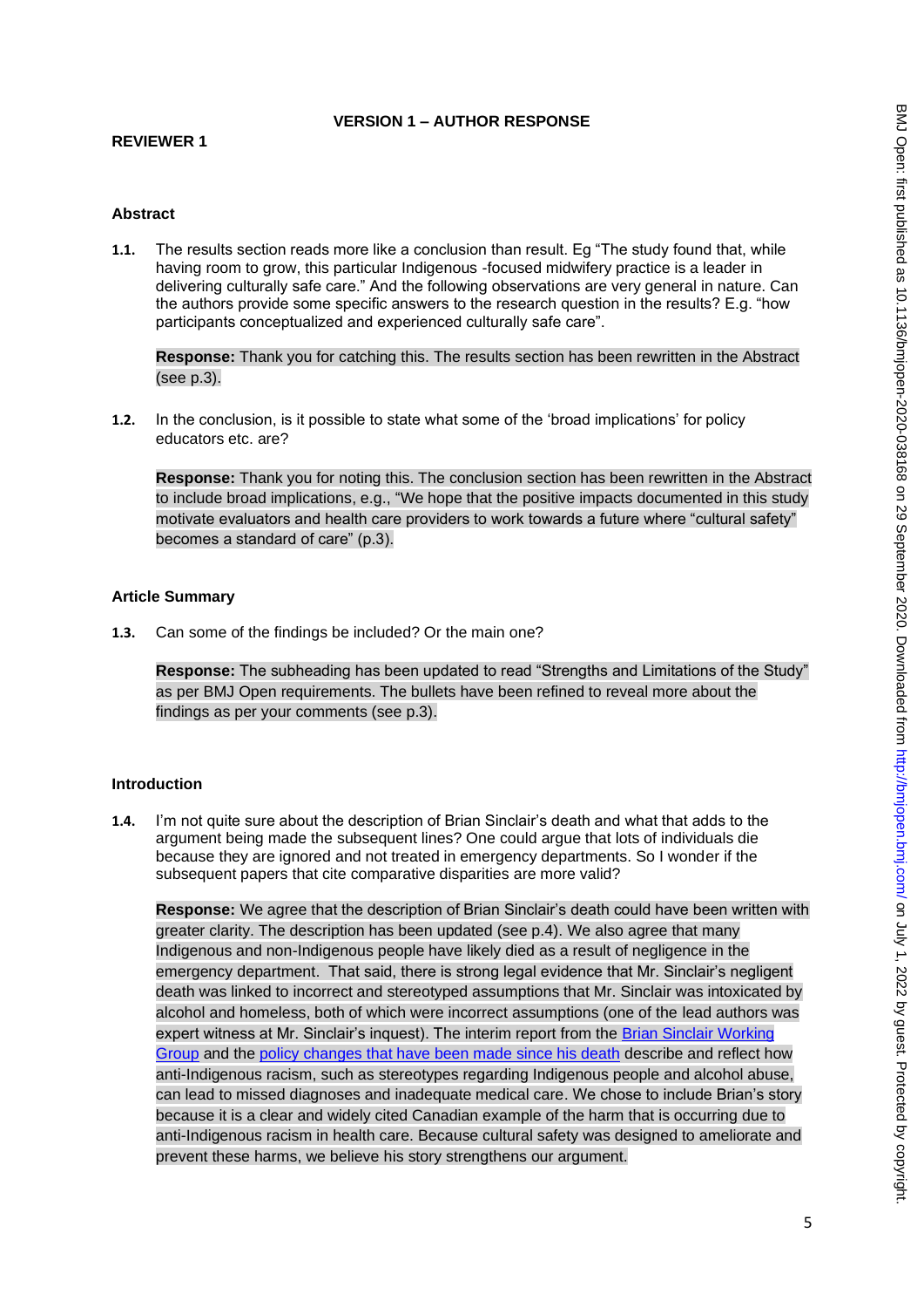## VERSION 1 – AUTHOR RESPONSE

### REVIEWER 1

#### Abstract

**1.1.** The results section reads more like a conclusion than result. Eg "The study found that, while having room to grow, this particular Indigenous -focused midwifery practice is a leader in delivering culturally safe care." And the following observations are very general in nature. Can the authors provide some specific answers to the research question in the results? E.g. "how participants conceptualized and experienced culturally safe care".

**Response:** Thank you for catching this. The results section has been rewritten in the Abstract (see p.3).

**1.2.** In the conclusion, is it possible to state what some of the 'broad implications' for policy educators etc. are?

**Response:** Thank you for noting this. The conclusion section has been rewritten in the Abstract to include broad implications, e.g., "We hope that the positive impacts documented in this study motivate evaluators and health care providers to work towards a future where "cultural safety" becomes a standard of care" (p.3).

#### Article Summary

**1.3.** Can some of the findings be included? Or the main one?

**Response:** The subheading has been updated to read "Strengths and Limitations of the Study" as per BMJ Open requirements. The bullets have been refined to reveal more about the findings as per your comments (see p.3).

#### Introduction

**1.4.** I'm not quite sure about the description of Brian Sinclair's death and what that adds to the argument being made the subsequent lines? One could argue that lots of individuals die because they are ignored and not treated in emergency departments. So I wonder if the subsequent papers that cite comparative disparities are more valid?

**Response:** We agree that the description of Brian Sinclair's death could have been written with greater clarity. The description has been updated (see p.4). We also agree that many Indigenous and non-Indigenous people have likely died as a result of negligence in the emergency department. That said, there is strong legal evidence that Mr. Sinclair's negligent death was linked to incorrect and stereotyped assumptions that Mr. Sinclair was intoxicated by alcohol and homeless, both of which were incorrect assumptions (one of the lead authors was expert witness at Mr. Sinclair's inquest). The interim report from the Brian Sinclair Working Group and the policy changes that have been made since his death describe and reflect how anti-Indigenous racism, such as stereotypes regarding Indigenous people and alcohol abuse, can lead to missed diagnoses and inadequate medical care. We chose to include Brian's story because it is a clear and widely cited Canadian example of the harm that is occurring due to anti-Indigenous racism in health care. Because cultural safety was designed to ameliorate and prevent these harms, we believe his story strengthens our argument.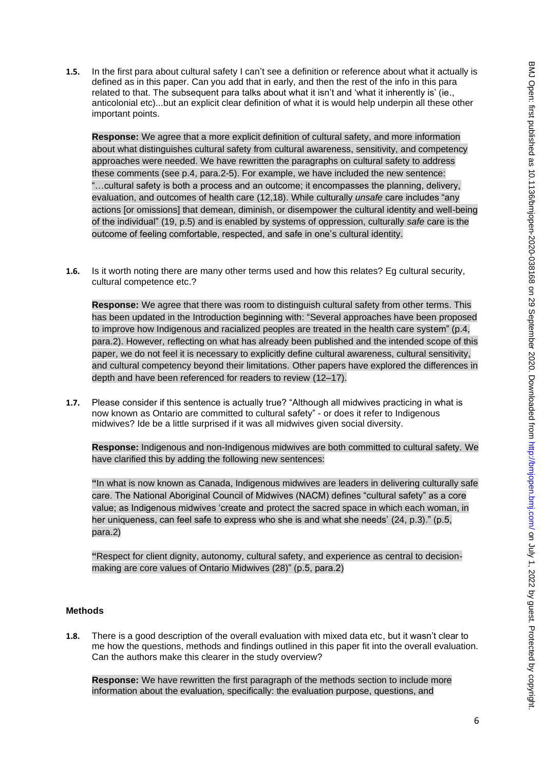**1.5.** In the first para about cultural safety I can't see a definition or reference about what it actually is defined as in this paper. Can you add that in early, and then the rest of the info in this para related to that. The subsequent para talks about what it isn't and 'what it inherently is' (ie., anticolonial etc)...but an explicit clear definition of what it is would help underpin all these other important points.

**Response:** We agree that a more explicit definition of cultural safety, and more information about what distinguishes cultural safety from cultural awareness, sensitivity, and competency approaches were needed. We have rewritten the paragraphs on cultural safety to address these comments (see p.4, para.2-5). For example, we have included the new sentence: "…cultural safety is both a process and an outcome; it encompasses the planning, delivery, evaluation, and outcomes of health care (12,18). While culturally *unsafe* care includes "any actions [or omissions] that demean, diminish, or disempower the cultural identity and well-being of the individual" (19, p.5) and is enabled by systems of oppression, culturally *safe* care is the outcome of feeling comfortable, respected, and safe in one's cultural identity.

**1.6.** Is it worth noting there are many other terms used and how this relates? Eg cultural security, cultural competence etc.?

**Response:** We agree that there was room to distinguish cultural safety from other terms. This has been updated in the Introduction beginning with: "Several approaches have been proposed to improve how Indigenous and racialized peoples are treated in the health care system" (p.4, para.2). However, reflecting on what has already been published and the intended scope of this paper, we do not feel it is necessary to explicitly define cultural awareness, cultural sensitivity, and cultural competency beyond their limitations. Other papers have explored the differences in depth and have been referenced for readers to review (12–17).

**1.7.** Please consider if this sentence is actually true? "Although all midwives practicing in what is now known as Ontario are committed to cultural safety" - or does it refer to Indigenous midwives? Ide be a little surprised if it was all midwives given social diversity.

**Response:** Indigenous and non-Indigenous midwives are both committed to cultural safety. We have clarified this by adding the following new sentences:

"In what is now known as Canada, Indigenous midwives are leaders in delivering culturally safe care. The National Aboriginal Council of Midwives (NACM) defines "cultural safety" as a core value; as Indigenous midwives 'create and protect the sacred space in which each woman, in her uniqueness, can feel safe to express who she is and what she needs' (24, p.3)." (p.5, para.2)

"Respect for client dignity, autonomy, cultural safety, and experience as central to decision-making are core values of Ontario Midwives (28)" (p.5, para.2)

### Methods

**1.8.** There is a good description of the overall evaluation with mixed data etc, but it wasn't clear to me how the questions, methods and findings outlined in this paper fit into the overall evaluation. Can the authors make this clearer in the study overview?

**Response:** We have rewritten the first paragraph of the methods section to include more information about the evaluation, specifically: the evaluation purpose, questions, and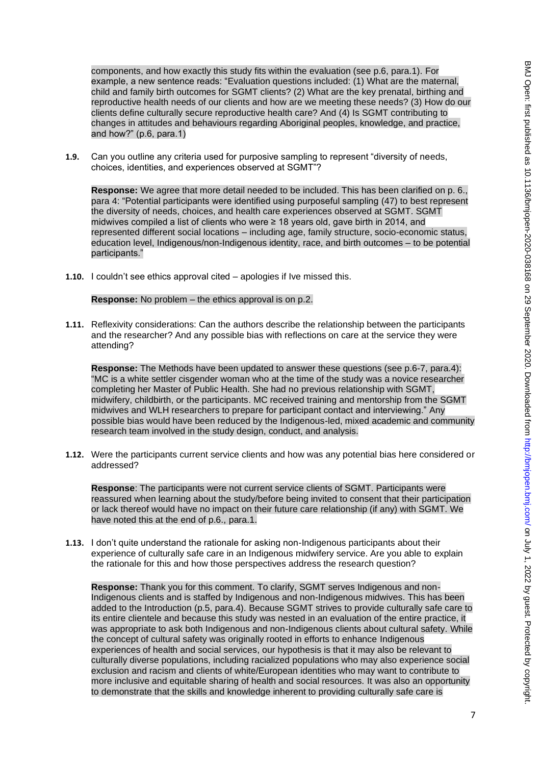components, and how exactly this study fits within the evaluation (see p.6, para.1). For example, a new sentence reads: "Evaluation questions included: (1) What are the maternal, child and family birth outcomes for SGMT clients? (2) What are the key prenatal, birthing and reproductive health needs of our clients and how are we meeting these needs? (3) How do our clients define culturally secure reproductive health care? And (4) Is SGMT contributing to changes in attitudes and behaviours regarding Aboriginal peoples, knowledge, and practice, and how?" (p.6, para.1)

**1.9.** Can you outline any criteria used for purposive sampling to represent "diversity of needs, choices, identities, and experiences observed at SGMT"?

**Response:** We agree that more detail needed to be included. This has been clarified on p. 6., para 4: "Potential participants were identified using purposeful sampling (47) to best represent the diversity of needs, choices, and health care experiences observed at SGMT. SGMT midwives compiled a list of clients who were ≥ 18 years old, gave birth in 2014, and represented different social locations – including age, family structure, socio-economic status, education level, Indigenous/non-Indigenous identity, race, and birth outcomes – to be potential participants."

**1.10.** I couldn't see ethics approval cited – apologies if Ive missed this.

**Response:** No problem – the ethics approval is on p.2.

**1.11.** Reflexivity considerations: Can the authors describe the relationship between the participants and the researcher? And any possible bias with reflections on care at the service they were attending?

**Response:** The Methods have been updated to answer these questions (see p.6-7, para.4): "MC is a white settler cisgender woman who at the time of the study was a novice researcher completing her Master of Public Health. She had no previous relationship with SGMT, midwifery, childbirth, or the participants. MC received training and mentorship from the SGMT midwives and WLH researchers to prepare for participant contact and interviewing." Any possible bias would have been reduced by the Indigenous-led, mixed academic and community research team involved in the study design, conduct, and analysis.

**1.12.** Were the participants current service clients and how was any potential bias here considered or addressed?

**Response**: The participants were not current service clients of SGMT. Participants were reassured when learning about the study/before being invited to consent that their participation or lack thereof would have no impact on their future care relationship (if any) with SGMT. We have noted this at the end of p.6., para.1.

**1.13.** I don't quite understand the rationale for asking non-Indigenous participants about their experience of culturally safe care in an Indigenous midwifery service. Are you able to explain the rationale for this and how those perspectives address the research question?

**Response:** Thank you for this comment. To clarify, SGMT serves Indigenous and non-Indigenous clients and is staffed by Indigenous and non-Indigenous midwives. This has been added to the Introduction (p.5, para.4). Because SGMT strives to provide culturally safe care to its entire clientele and because this study was nested in an evaluation of the entire practice, it was appropriate to ask both Indigenous and non-Indigenous clients about cultural safety. While the concept of cultural safety was originally rooted in efforts to enhance Indigenous experiences of health and social services, our hypothesis is that it may also be relevant to culturally diverse populations, including racialized populations who may also experience social exclusion and racism and clients of white/European identities who may want to contribute to more inclusive and equitable sharing of health and social resources. It was also an opportunity to demonstrate that the skills and knowledge inherent to providing culturally safe care is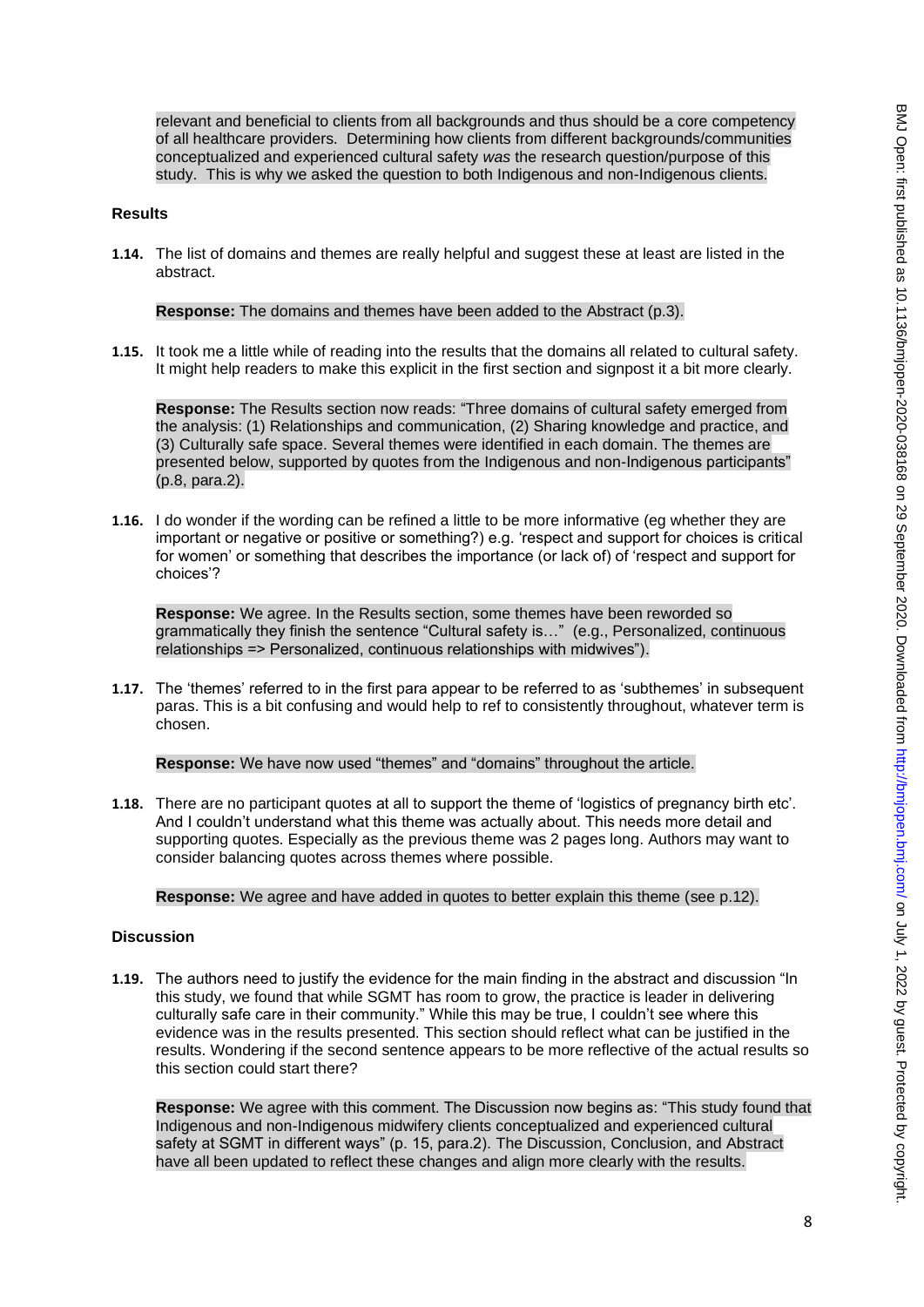relevant and beneficial to clients from all backgrounds and thus should be a core competency of all healthcare providers. Determining how clients from different backgrounds/communities conceptualized and experienced cultural safety *was* the research question/purpose of this study. This is why we asked the question to both Indigenous and non-Indigenous clients.

### Results

**1.14.** The list of domains and themes are really helpful and suggest these at least are listed in the abstract.

**Response:** The domains and themes have been added to the Abstract (p.3).

**1.15.** It took me a little while of reading into the results that the domains all related to cultural safety. It might help readers to make this explicit in the first section and signpost it a bit more clearly.

**Response:** The Results section now reads: "Three domains of cultural safety emerged from the analysis: (1) Relationships and communication, (2) Sharing knowledge and practice, and (3) Culturally safe space. Several themes were identified in each domain. The themes are presented below, supported by quotes from the Indigenous and non-Indigenous participants" (p.8, para.2).

**1.16.** I do wonder if the wording can be refined a little to be more informative (eg whether they are important or negative or positive or something?) e.g. 'respect and support for choices is critical for women' or something that describes the importance (or lack of) of 'respect and support for choices'?

**Response:** We agree. In the Results section, some themes have been reworded so grammatically they finish the sentence "Cultural safety is…" (e.g., Personalized, continuous relationships => Personalized, continuous relationships with midwives").

**1.17.** The 'themes' referred to in the first para appear to be referred to as 'subthemes' in subsequent paras. This is a bit confusing and would help to ref to consistently throughout, whatever term is chosen.

**Response:** We have now used "themes" and "domains" throughout the article.

**1.18.** There are no participant quotes at all to support the theme of 'logistics of pregnancy birth etc'. And I couldn't understand what this theme was actually about. This needs more detail and supporting quotes. Especially as the previous theme was 2 pages long. Authors may want to consider balancing quotes across themes where possible.

**Response:** We agree and have added in quotes to better explain this theme (see p.12).

### Discussion

**1.19.** The authors need to justify the evidence for the main finding in the abstract and discussion "In this study, we found that while SGMT has room to grow, the practice is leader in delivering culturally safe care in their community." While this may be true, I couldn't see where this evidence was in the results presented. This section should reflect what can be justified in the results. Wondering if the second sentence appears to be more reflective of the actual results so this section could start there?

**Response:** We agree with this comment. The Discussion now begins as: "This study found that Indigenous and non-Indigenous midwifery clients conceptualized and experienced cultural safety at SGMT in different ways" (p. 15, para.2). The Discussion, Conclusion, and Abstract have all been updated to reflect these changes and align more clearly with the results.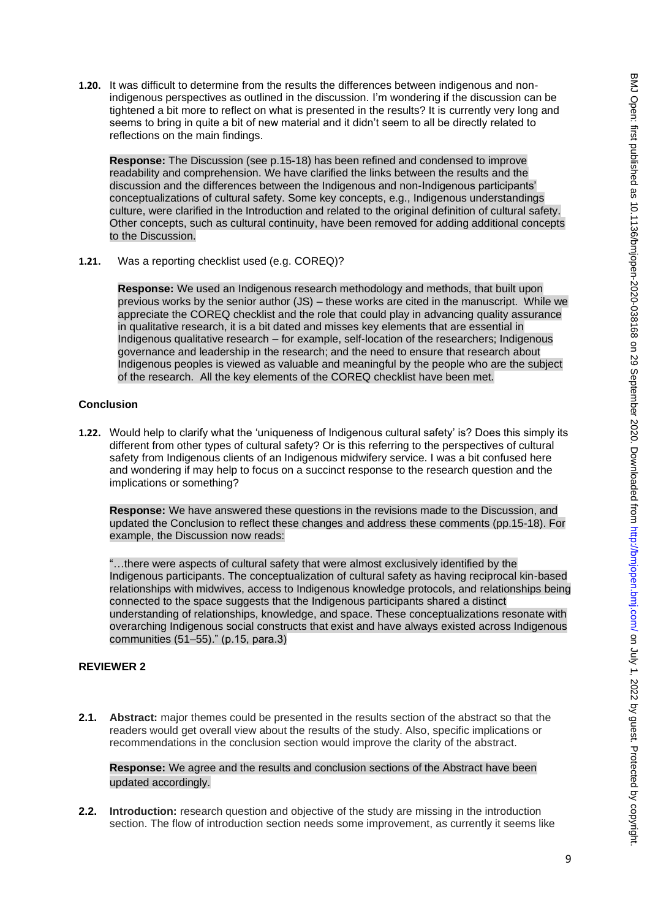**1.20.** It was difficult to determine from the results the differences between indigenous and non-indigenous perspectives as outlined in the discussion. I'm wondering if the discussion can be tightened a bit more to reflect on what is presented in the results? It is currently very long and seems to bring in quite a bit of new material and it didn't seem to all be directly related to reflections on the main findings.

**Response:** The Discussion (see p.15-18) has been refined and condensed to improve readability and comprehension. We have clarified the links between the results and the discussion and the differences between the Indigenous and non-Indigenous participants' conceptualizations of cultural safety. Some key concepts, e.g., Indigenous understandings culture, were clarified in the Introduction and related to the original definition of cultural safety. Other concepts, such as cultural continuity, have been removed for adding additional concepts to the Discussion.

**1.21.** Was a reporting checklist used (e.g. COREQ)?

**Response:** We used an Indigenous research methodology and methods, that built upon previous works by the senior author (JS) – these works are cited in the manuscript. While we appreciate the COREQ checklist and the role that could play in advancing quality assurance in qualitative research, it is a bit dated and misses key elements that are essential in Indigenous qualitative research – for example, self-location of the researchers; Indigenous governance and leadership in the research; and the need to ensure that research about Indigenous peoples is viewed as valuable and meaningful by the people who are the subject of the research. All the key elements of the COREQ checklist have been met.

### Conclusion

**1.22.** Would help to clarify what the 'uniqueness of Indigenous cultural safety' is? Does this simply its different from other types of cultural safety? Or is this referring to the perspectives of cultural safety from Indigenous clients of an Indigenous midwifery service. I was a bit confused here and wondering if may help to focus on a succinct response to the research question and the implications or something?

**Response:** We have answered these questions in the revisions made to the Discussion, and updated the Conclusion to reflect these changes and address these comments (pp.15-18). For example, the Discussion now reads:

"…there were aspects of cultural safety that were almost exclusively identified by the Indigenous participants. The conceptualization of cultural safety as having reciprocal kin-based relationships with midwives, access to Indigenous knowledge protocols, and relationships being connected to the space suggests that the Indigenous participants shared a distinct understanding of relationships, knowledge, and space. These conceptualizations resonate with overarching Indigenous social constructs that exist and have always existed across Indigenous communities (51–55)." (p.15, para.3)

## REVIEWER 2

**2.1. Abstract:** major themes could be presented in the results section of the abstract so that the readers would get overall view about the results of the study. Also, specific implications or recommendations in the conclusion section would improve the clarity of the abstract.

**Response:** We agree and the results and conclusion sections of the Abstract have been updated accordingly.

**2.2. Introduction:** research question and objective of the study are missing in the introduction section. The flow of introduction section needs some improvement, as currently it seems like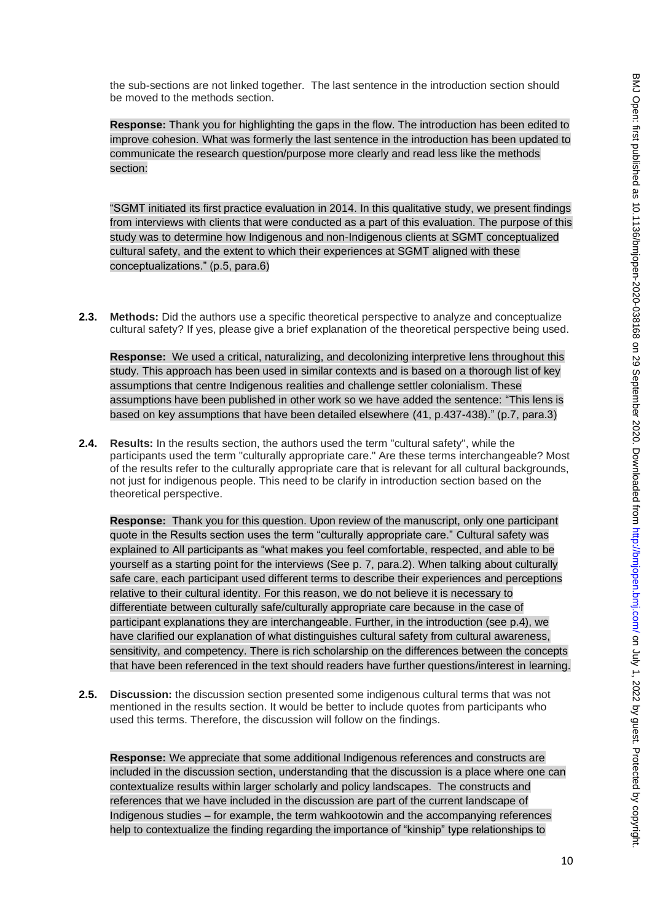the sub-sections are not linked together. The last sentence in the introduction section should be moved to the methods section.

**Response:** Thank you for highlighting the gaps in the flow. The introduction has been edited to improve cohesion. What was formerly the last sentence in the introduction has been updated to communicate the research question/purpose more clearly and read less like the methods section:

"SGMT initiated its first practice evaluation in 2014. In this qualitative study, we present findings from interviews with clients that were conducted as a part of this evaluation. The purpose of this study was to determine how Indigenous and non-Indigenous clients at SGMT conceptualized cultural safety, and the extent to which their experiences at SGMT aligned with these conceptualizations." (p.5, para.6)

**2.3. Methods:** Did the authors use a specific theoretical perspective to analyze and conceptualize cultural safety? If yes, please give a brief explanation of the theoretical perspective being used.

**Response:** We used a critical, naturalizing, and decolonizing interpretive lens throughout this study. This approach has been used in similar contexts and is based on a thorough list of key assumptions that centre Indigenous realities and challenge settler colonialism. These assumptions have been published in other work so we have added the sentence: "This lens is based on key assumptions that have been detailed elsewhere (41, p.437-438)." (p.7, para.3)

**2.4. Results:** In the results section, the authors used the term "cultural safety", while the participants used the term "culturally appropriate care." Are these terms interchangeable? Most of the results refer to the culturally appropriate care that is relevant for all cultural backgrounds, not just for indigenous people. This need to be clarify in introduction section based on the theoretical perspective.

**Response:** Thank you for this question. Upon review of the manuscript, only one participant quote in the Results section uses the term "culturally appropriate care." Cultural safety was explained to All participants as "what makes you feel comfortable, respected, and able to be yourself as a starting point for the interviews (See p. 7, para.2). When talking about culturally safe care, each participant used different terms to describe their experiences and perceptions relative to their cultural identity. For this reason, we do not believe it is necessary to differentiate between culturally safe/culturally appropriate care because in the case of participant explanations they are interchangeable. Further, in the introduction (see p.4), we have clarified our explanation of what distinguishes cultural safety from cultural awareness, sensitivity, and competency. There is rich scholarship on the differences between the concepts that have been referenced in the text should readers have further questions/interest in learning.

**2.5. Discussion:** the discussion section presented some indigenous cultural terms that was not mentioned in the results section. It would be better to include quotes from participants who used this terms. Therefore, the discussion will follow on the findings.

**Response:** We appreciate that some additional Indigenous references and constructs are included in the discussion section, understanding that the discussion is a place where one can contextualize results within larger scholarly and policy landscapes. The constructs and references that we have included in the discussion are part of the current landscape of Indigenous studies – for example, the term wahkootowin and the accompanying references help to contextualize the finding regarding the importance of "kinship" type relationships to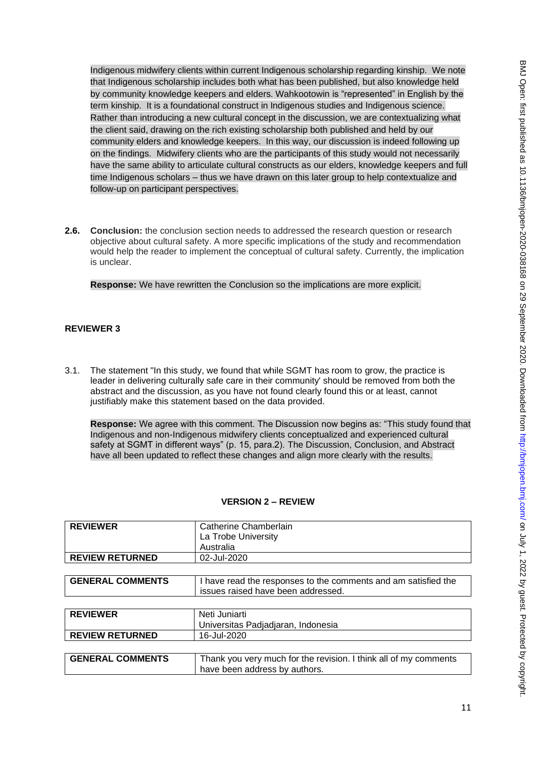Indigenous midwifery clients within current Indigenous scholarship regarding kinship. We note that Indigenous scholarship includes both what has been published, but also knowledge held by community knowledge keepers and elders. Wahkootowin is "represented" in English by the term kinship. It is a foundational construct in Indigenous studies and Indigenous science. Rather than introducing a new cultural concept in the discussion, we are contextualizing what the client said, drawing on the rich existing scholarship both published and held by our community elders and knowledge keepers. In this way, our discussion is indeed following up on the findings. Midwifery clients who are the participants of this study would not necessarily have the same ability to articulate cultural constructs as our elders, knowledge keepers and full time Indigenous scholars – thus we have drawn on this later group to help contextualize and follow-up on participant perspectives.

**2.6. Conclusion:** the conclusion section needs to addressed the research question or research objective about cultural safety. A more specific implications of the study and recommendation would help the reader to implement the conceptual of cultural safety. Currently, the implication is unclear.

**Response:** We have rewritten the Conclusion so the implications are more explicit.

### REVIEWER 3

3.1. The statement "In this study, we found that while SGMT has room to grow, the practice is leader in delivering culturally safe care in their community' should be removed from both the abstract and the discussion, as you have not found clearly found this or at least, cannot justifiably make this statement based on the data provided.

**Response:** We agree with this comment. The Discussion now begins as: "This study found that Indigenous and non-Indigenous midwifery clients conceptualized and experienced cultural safety at SGMT in different ways" (p. 15, para.2). The Discussion, Conclusion, and Abstract have all been updated to reflect these changes and align more clearly with the results.

## VERSION 2 – REVIEW

| | |
|---|---|
| **REVIEWER** | Catherine Chamberlain<br>La Trobe University<br>Australia |
| **REVIEW RETURNED** | 02-Jul-2020 |

| | |
|---|---|
| **GENERAL COMMENTS** | I have read the responses to the comments and am satisfied the issues raised have been addressed. |

| | |
|---|---|
| **REVIEWER** | Neti Juniarti<br>Universitas Padjadjaran, Indonesia |
| **REVIEW RETURNED** | 16-Jul-2020 |

| | |
|---|---|
| **GENERAL COMMENTS** | Thank you very much for the revision. I think all of my comments have been address by authors. |